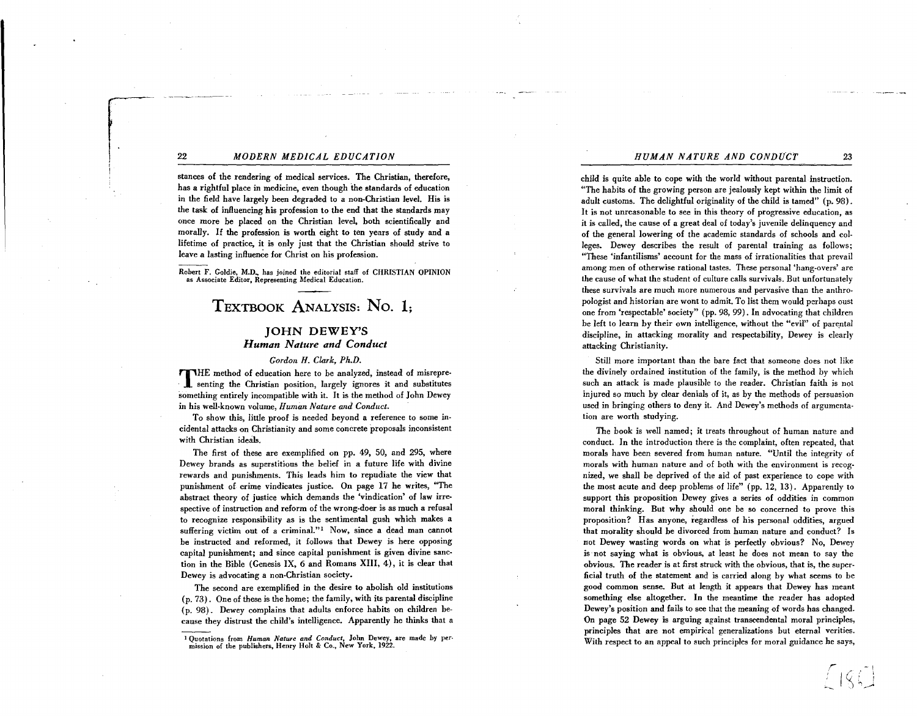stances of the rendering of medical services. The Christian, therefore, has a rightful place in medicine, even though the standards of education in the field have largely been degraded to a non-Christian level. His is the task of influencing his profession to the end that the standards may once more be placed on the Christian level, both scientifically and morally. If the profession is worth eight to ten years of study and a lifetime of practice, it is only just that the Christian should strive to leave a lasting influence for Christ on his profession.

Robert F. Goldie, M.D., has joined the editorial staff of CHRISTIAN OPINION as Associate Editor, Representing Medical Education.

# Textbook Analysis: No. 1;

## JOHN DEWEY'S *Human Nature and Conduct*

*Gordon H. Clark, Ph.D.*

THE method of education here to be analyzed, instead of misrepresenting the Christian position, largely ignores it and substitutes something entirely incompatible with it. It is the method of John Dewey in his well-known volume, *Human Nature and Conduct*.

To show this, little proof is needed beyond a reference to some incidental attacks on Christianity and some concrete proposals inconsistent with Christian ideals.

The first of these are exemplified on pp. 49, 50, and 295, where Dewey brands as superstitious the belief in a future life with divine rewards and punishments. This leads him to repudiate the view that punishment of crime vindicates justice. On page 17 he writes, "The abstract theory of justice which demands the 'vindication' of law irrespective of instruction and reform of the wrong-doer is as much a refusal to recognize responsibility as is the sentimental gush which makes a suffering victim out of a criminal."[1] Now, since a dead man cannot be instructed and reformed, it follows that Dewey is here opposing capital punishment; and since capital punishment is given divine sanction in the Bible (Genesis IX, 6 and Romans XIII, 4), it is clear that Dewey is advocating a non-Christian society.

The second are exemplified in the desire to abolish old institutions (p. 73). One of these is the home; the family, with its parental discipline (p. 98). Dewey complains that adults enforce habits on children because they distrust the child's intelligence. Apparently he thinks that a child is quite able to cope with the world without parental instruction. "The habits of the growing person are jealously kept within the limit of adult customs. The delightful originality of the child is tamed" (p. 98). It is not unreasonable to see in this theory of progressive education, as it is called, the cause of a great deal of today's juvenile delinquency and of the general lowering of the academic standards of schools and colleges. Dewey describes the result of parental training as follows; "These 'infantilisms' account for the mass of irrationalities that prevail among men of otherwise rational tastes. These personal 'hang-overs' are the cause of what the student of culture calls survivals. But unfortunately these survivals are much more numerous and pervasive than the anthropologist and historian are wont to admit. To list them would perhaps oust one from 'respectable' society" (pp. 98, 99). In advocating that children be left to learn by their own intelligence, without the "evil" of parental discipline, in attacking morality and respectability, Dewey is clearly attacking Christianity.

Still more important than the bare fact that someone does not like the divinely ordained institution of the family, is the method by which such an attack is made plausible to the reader. Christian faith is not injured so much by clear denials of it, as by the methods of persuasion used in bringing others to deny it. And Dewey's methods of argumentation are worth studying.

The book is well named; it treats throughout of human nature and conduct. In the introduction there is the complaint, often repeated, that morals have been severed from human nature. "Until the integrity of morals with human nature and of both with the environment is recognized, we shall be deprived of the aid of past experience to cope with the most acute and deep problems of life" (pp. 12, 13). Apparently to support this proposition Dewey gives a series of oddities in common moral thinking. But why should one be so concerned to prove this proposition? Has anyone, regardless of his personal oddities, argued that morality should be divorced from human nature and conduct? Is not Dewey wasting words on what is perfectly obvious? No, Dewey is not saying what is obvious, at least he does not mean to say the obvious. The reader is at first struck with the obvious, that is, the superficial truth of the statement and is carried along by what seems to be good common sense. But at length it appears that Dewey has meant something else altogether. In the meantime the reader has adopted Dewey's position and fails to see that the meaning of words has changed. On page 52 Dewey is arguing against transcendental moral principles, principles that are not empirical generalizations but eternal verities. With respect to an appeal to such principles for moral guidance he says,

[1] Quotations from *Human Nature and Conduct*, John Dewey, are made by permission of the publishers, Henry Holt & Co., New York, 1922.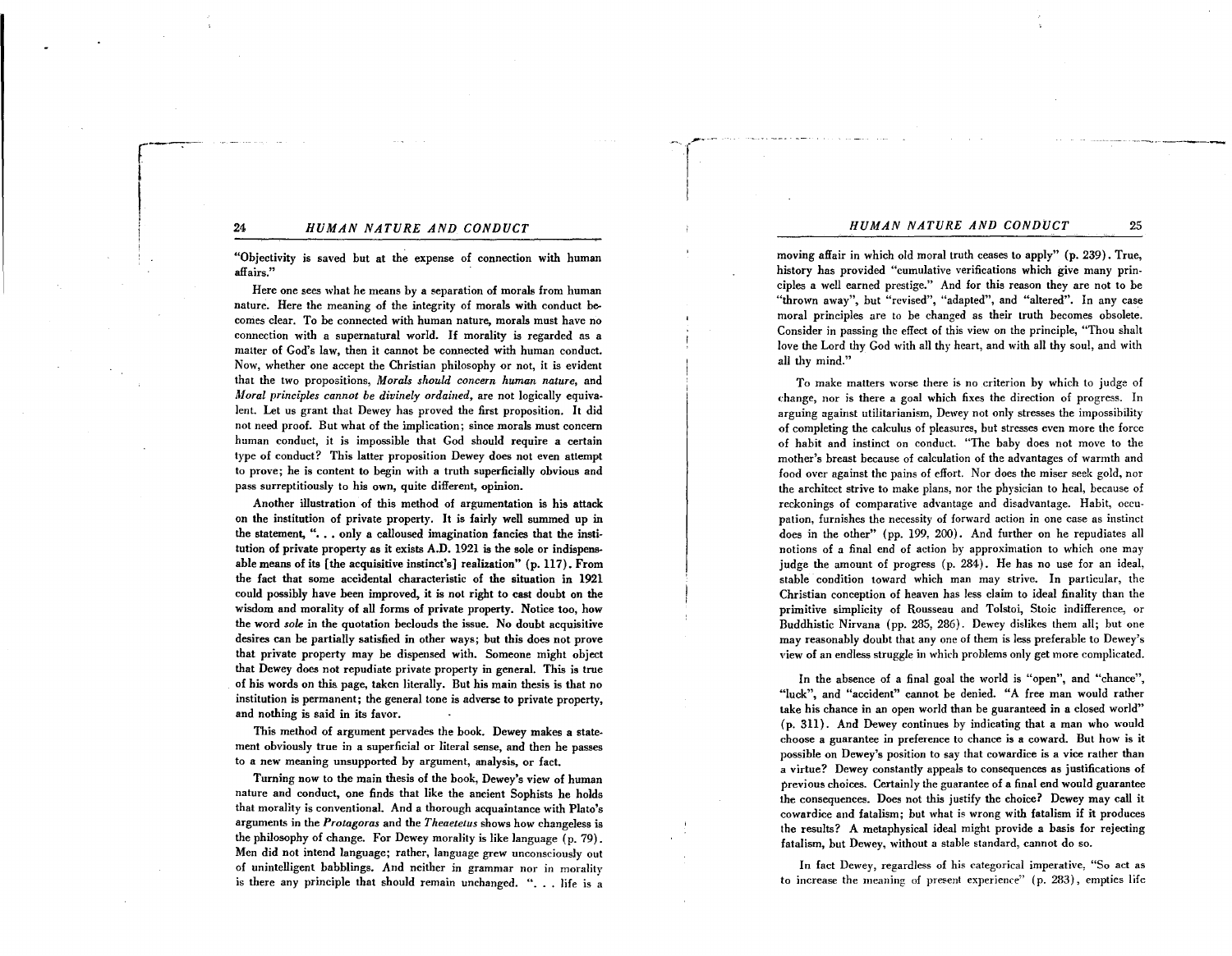"Objectivity is saved but at the expense of connection with human affairs."

Here one sees what he means by a separation of morals from human nature. Here the meaning of the integrity of morals with conduct becomes clear. To be connected with human nature, morals must have no connection with a supernatural world. If morality is regarded as a matter of God's law, then it cannot be connected with human conduct. Now, whether one accept the Christian philosophy or not, it is evident that the two propositions, *Morals should concern human nature*, and *Moral principles cannot be divinely ordained*, are not logically equivalent. Let us grant that Dewey has proved the first proposition. It did not need proof. But what of the implication; since morals must concern human conduct, it is impossible that God should require a certain type of conduct? This latter proposition Dewey does not even attempt to prove; he is content to begin with a truth superficially obvious and pass surreptitiously to his own, quite different, opinion.

Another illustration of this method of argumentation is his attack on the institution of private property. It is fairly well summed up in the statement, ". . . only a calloused imagination fancies that the institution of private property as it exists A.D. 1921 is the sole or indispensable means of its [the acquisitive instinct's] realization" (p. 117). From the fact that some accidental characteristic of the situation in 1921 could possibly have been improved, it is not right to cast doubt on the wisdom and morality of all forms of private property. Notice too, how the word *sole* in the quotation beclouds the issue. No doubt acquisitive desires can be partially satisfied in other ways; but this does not prove that private property may be dispensed with. Someone might object that Dewey does not repudiate private property in general. This is true of his words on this page, taken literally. But his main thesis is that no institution is permanent; the general tone is adverse to private property, and nothing is said in its favor.

This method of argument pervades the book. Dewey makes a statement obviously true in a superficial or literal sense, and then he passes to a new meaning unsupported by argument, analysis, or fact.

Turning now to the main thesis of the book, Dewey's view of human nature and conduct, one finds that like the ancient Sophists he holds that morality is conventional. And a thorough acquaintance with Plato's arguments in the *Protagoras* and the *Theaetetus* shows how changeless is the philosophy of change. For Dewey morality is like language (p. 79). Men did not intend language; rather, language grew unconsciously out of unintelligent babblings. And neither in grammar nor in morality is there any principle that should remain unchanged. ". . . life is a moving affair in which old moral truth ceases to apply" (p. 239). True, history has provided "cumulative verifications which give many principles a well earned prestige." And for this reason they are not to be "thrown away", but "revised", "adapted", and "altered". In any case moral principles are to be changed as their truth becomes obsolete. Consider in passing the effect of this view on the principle, "Thou shalt love the Lord thy God with all thy heart, and with all thy soul, and with all thy mind."

To make matters worse there is no criterion by which to judge of change, nor is there a goal which fixes the direction of progress. In arguing against utilitarianism, Dewey not only stresses the impossibility of completing the calculus of pleasures, but stresses even more the force of habit and instinct on conduct. "The baby does not move to the mother's breast because of calculation of the advantages of warmth and food over against the pains of effort. Nor does the miser seek gold, nor the architect strive to make plans, nor the physician to heal, because of reckonings of comparative advantage and disadvantage. Habit, occupation, furnishes the necessity of forward action in one case as instinct does in the other" (pp. 199, 200). And further on he repudiates all notions of a final end of action by approximation to which one may judge the amount of progress (p. 284). He has no use for an ideal, stable condition toward which man may strive. In particular, the Christian conception of heaven has less claim to ideal finality than the primitive simplicity of Rousseau and Tolstoi, Stoic indifference, or Buddhistic Nirvana (pp. 285, 286). Dewey dislikes them all; but one may reasonably doubt that any one of them is less preferable to Dewey's view of an endless struggle in which problems only get more complicated.

In the absence of a final goal the world is "open", and "chance", "luck", and "accident" cannot be denied. "A free man would rather take his chance in an open world than be guaranteed in a closed world" (p. 311). And Dewey continues by indicating that a man who would choose a guarantee in preference to chance is a coward. But how is it possible on Dewey's position to say that cowardice is a vice rather than a virtue? Dewey constantly appeals to consequences as justifications of previous choices. Certainly the guarantee of a final end would guarantee the consequences. Does not this justify the choice? Dewey may call it cowardice and fatalism; but what is wrong with fatalism if it produces the results? A metaphysical ideal might provide a basis for rejecting fatalism, but Dewey, without a stable standard, cannot do so.

In fact Dewey, regardless of his categorical imperative, "So act as to increase the meaning of present experience" (p. 283), empties life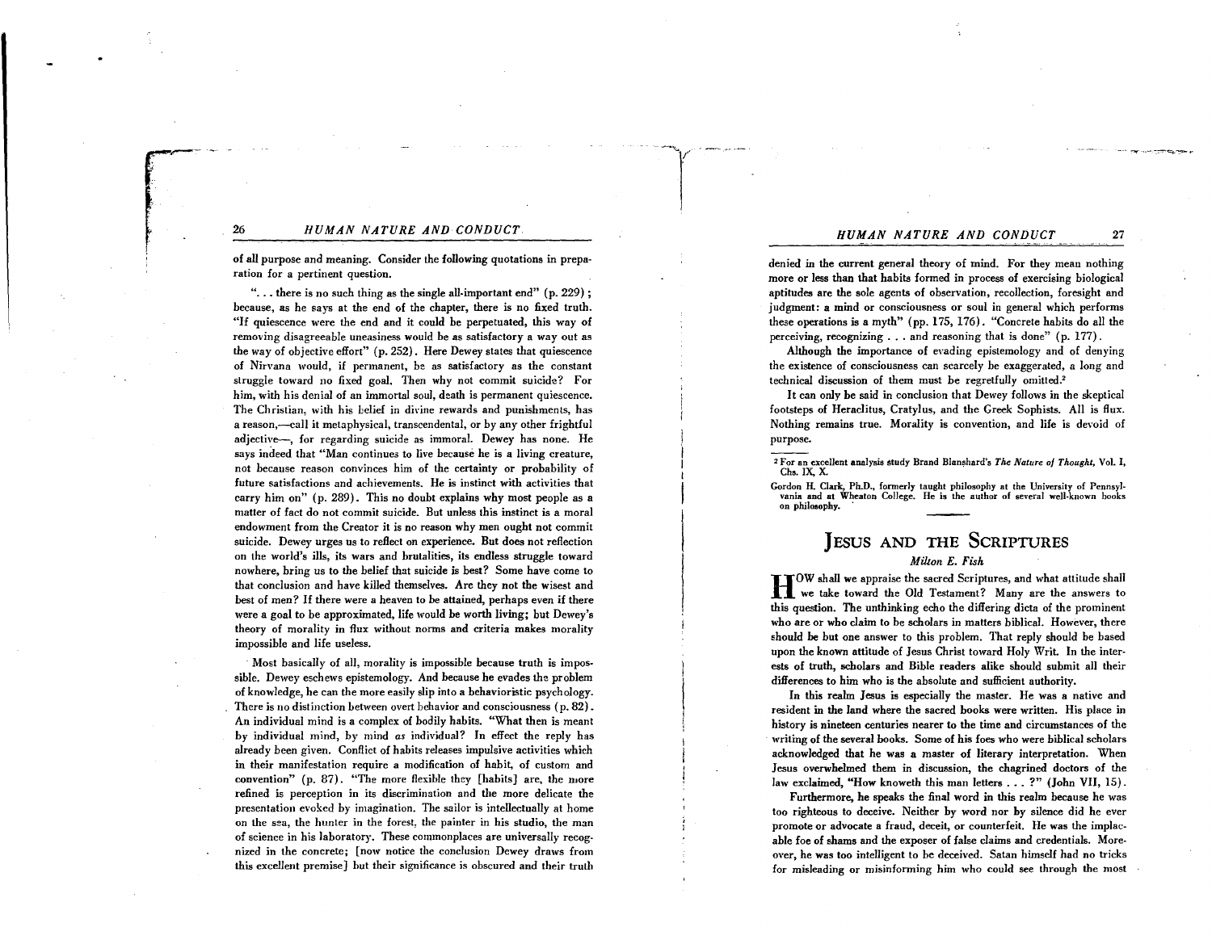of all purpose and meaning. Consider the following quotations in preparation for a pertinent question.

"... there is no such thing as the single all-important end" (p. 229); because, as he says at the end of the chapter, there is no fixed truth. "If quiescence were the end and it could be perpetuated, this way of removing disagreeable uneasiness would be as satisfactory a way out as the way of objective effort" (p. 252). Here Dewey states that quiescence of Nirvana would, if permanent, be as satisfactory as the constant struggle toward no fixed goal. Then why not commit suicide? For him, with his denial of an immortal soul, death is permanent quiescence. The Christian, with his belief in divine rewards and punishments, has a reason,—call it metaphysical, transcendental, or by any other frightful adjective—, for regarding suicide as immoral. Dewey has none. He says indeed that "Man continues to live because he is a living creature, not because reason convinces him of the certainty or probability of future satisfactions and achievements. He is instinct with activities that carry him on" (p. 289). This no doubt explains why most people as a matter of fact do not commit suicide. But unless this instinct is a moral endowment from the Creator it is no reason why men ought not commit suicide. Dewey urges us to reflect on experience. But does not reflection on the world's ills, its wars and brutalities, its endless struggle toward nowhere, bring us to the belief that suicide is best? Some have come to that conclusion and have killed themselves. Are they not the wisest and best of men? If there were a heaven to be attained, perhaps even if there were a goal to be approximated, life would be worth living; but Dewey's theory of morality in flux without norms and criteria makes morality impossible and life useless.

Most basically of all, morality is impossible because truth is impossible. Dewey eschews epistemology. And because he evades the problem of knowledge, he can the more easily slip into a behavioristic psychology. There is no distinction between overt behavior and consciousness (p. 82). An individual mind is a complex of bodily habits. "What then is meant by individual mind, by mind *as* individual? In effect the reply has already been given. Conflict of habits releases impulsive activities which in their manifestation require a modification of habit, of custom and convention" (p. 87). "The more flexible they [habits] are, the more refined is perception in its discrimination and the more delicate the presentation evoked by imagination. The sailor is intellectually at home on the sea, the hunter in the forest, the painter in his studio, the man of science in his laboratory. These commonplaces are universally recognized in the concrete; [now notice the conclusion Dewey draws from this excellent premise] but their significance is obscured and their truth denied in the current general theory of mind. For they mean nothing more or less than that habits formed in process of exercising biological aptitudes are the sole agents of observation, recollection, foresight and judgment: a mind or consciousness or soul in general which performs these operations is a myth" (pp. 175, 176). "Concrete habits do all the perceiving, recognizing ... and reasoning that is done" (p. 177).

Although the importance of evading epistemology and of denying the existence of consciousness can scarcely be exaggerated, a long and technical discussion of them must be regretfully omitted.[2]

It can only be said in conclusion that Dewey follows in the skeptical footsteps of Heraclitus, Cratylus, and the Greek Sophists. All is flux. Nothing remains true. Morality is convention, and life is devoid of purpose.

[2] For an excellent analysis study Brand Blanshard's *The Nature of Thought*, Vol. I, Chs. IX, X.

Gordon H. Clark, Ph.D., formerly taught philosophy at the University of Pennsylvania and at Wheaton College. He is the author of several well-known books on philosophy.

## Jesus and the Scriptures

*Milton E. Fish*

How shall we appraise the sacred Scriptures, and what attitude shall we take toward the Old Testament? Many are the answers to this question. The unthinking echo the differing dicta of the prominent who are or who claim to be scholars in matters biblical. However, there should be but one answer to this problem. That reply should be based upon the known attitude of Jesus Christ toward Holy Writ. In the interests of truth, scholars and Bible readers alike should submit all their differences to him who is the absolute and sufficient authority.

In this realm Jesus is especially the master. He was a native and resident in the land where the sacred books were written. His place in history is nineteen centuries nearer to the time and circumstances of the writing of the several books. Some of his foes who were biblical scholars acknowledged that he was a master of literary interpretation. When Jesus overwhelmed them in discussion, the chagrined doctors of the law exclaimed, "How knoweth this man letters ... ?" (John VII, 15).

Furthermore, he speaks the final word in this realm because he was too righteous to deceive. Neither by word nor by silence did he ever promote or advocate a fraud, deceit, or counterfeit. He was the implacable foe of shams and the exposer of false claims and credentials. Moreover, he was too intelligent to be deceived. Satan himself had no tricks for misleading or misinforming him who could see through the most